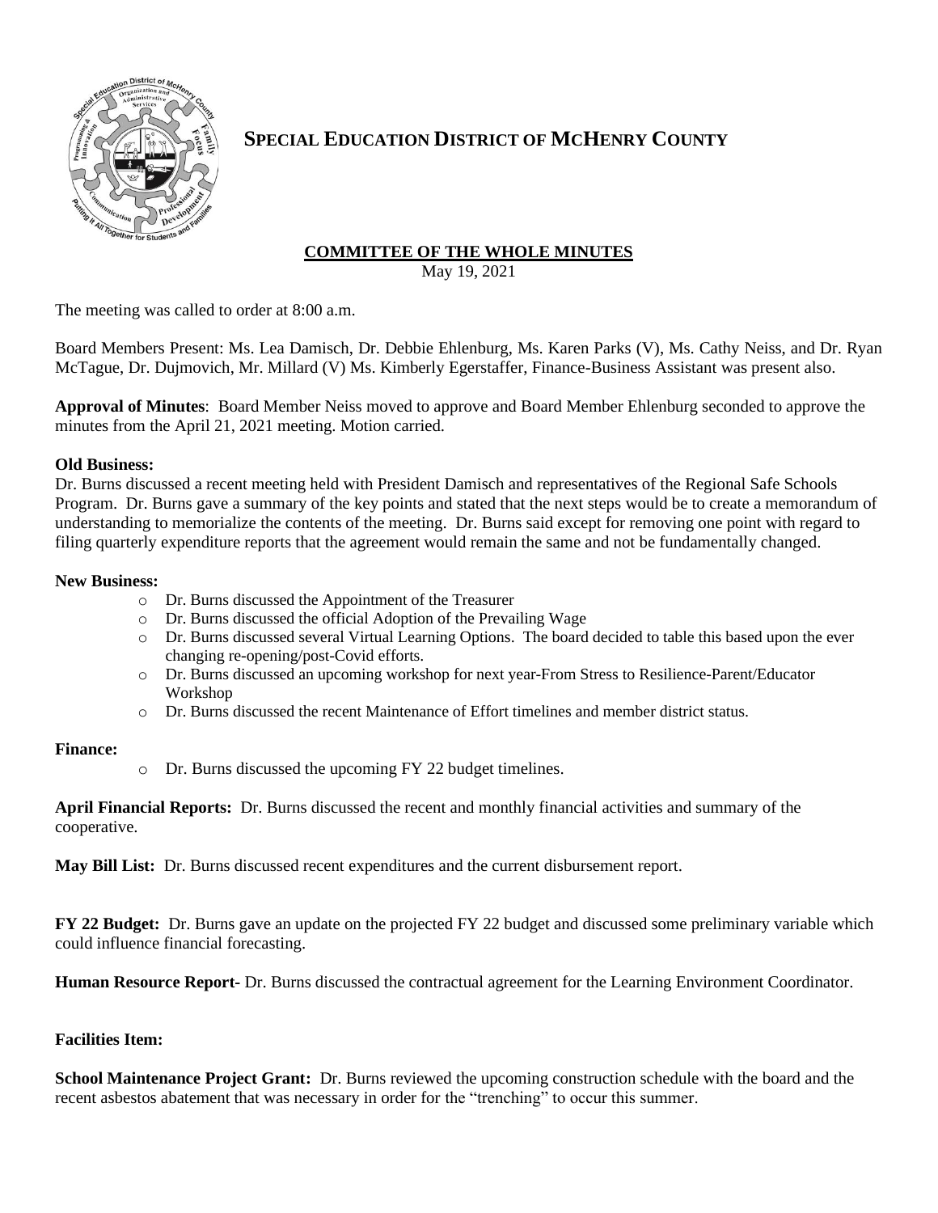# SPECIAL EDUCATION DISTRICT OF MCHENRY COUNTY

## COMMITTEE OF THE WHOLE MINUTES

May 19, 2021

The meeting was called to order at 8:00 a.m.

Board Members Present: Ms. Lea Damisch, Dr. Debbie Ehlenburg, Ms. Karen Parks (V), Ms. Cathy Neiss, and Dr. Ryan McTague, Dr. Dujmovich, Mr. Millard (V) Ms. Kimberly Egerstaffer, Finance-Business Assistant was present also.

**Approval of Minutes**: Board Member Neiss moved to approve and Board Member Ehlenburg seconded to approve the minutes from the April 21, 2021 meeting. Motion carried.

**Old Business:**

Dr. Burns discussed a recent meeting held with President Damisch and representatives of the Regional Safe Schools Program. Dr. Burns gave a summary of the key points and stated that the next steps would be to create a memorandum of understanding to memorialize the contents of the meeting. Dr. Burns said except for removing one point with regard to filing quarterly expenditure reports that the agreement would remain the same and not be fundamentally changed.

**New Business:**

- Dr. Burns discussed the Appointment of the Treasurer
- Dr. Burns discussed the official Adoption of the Prevailing Wage
- Dr. Burns discussed several Virtual Learning Options. The board decided to table this based upon the ever changing re-opening/post-Covid efforts.
- Dr. Burns discussed an upcoming workshop for next year-From Stress to Resilience-Parent/Educator Workshop
- Dr. Burns discussed the recent Maintenance of Effort timelines and member district status.

**Finance:**

- Dr. Burns discussed the upcoming FY 22 budget timelines.

**April Financial Reports:** Dr. Burns discussed the recent and monthly financial activities and summary of the cooperative.

**May Bill List:** Dr. Burns discussed recent expenditures and the current disbursement report.

**FY 22 Budget:** Dr. Burns gave an update on the projected FY 22 budget and discussed some preliminary variable which could influence financial forecasting.

**Human Resource Report**- Dr. Burns discussed the contractual agreement for the Learning Environment Coordinator.

**Facilities Item:**

**School Maintenance Project Grant:** Dr. Burns reviewed the upcoming construction schedule with the board and the recent asbestos abatement that was necessary in order for the "trenching" to occur this summer.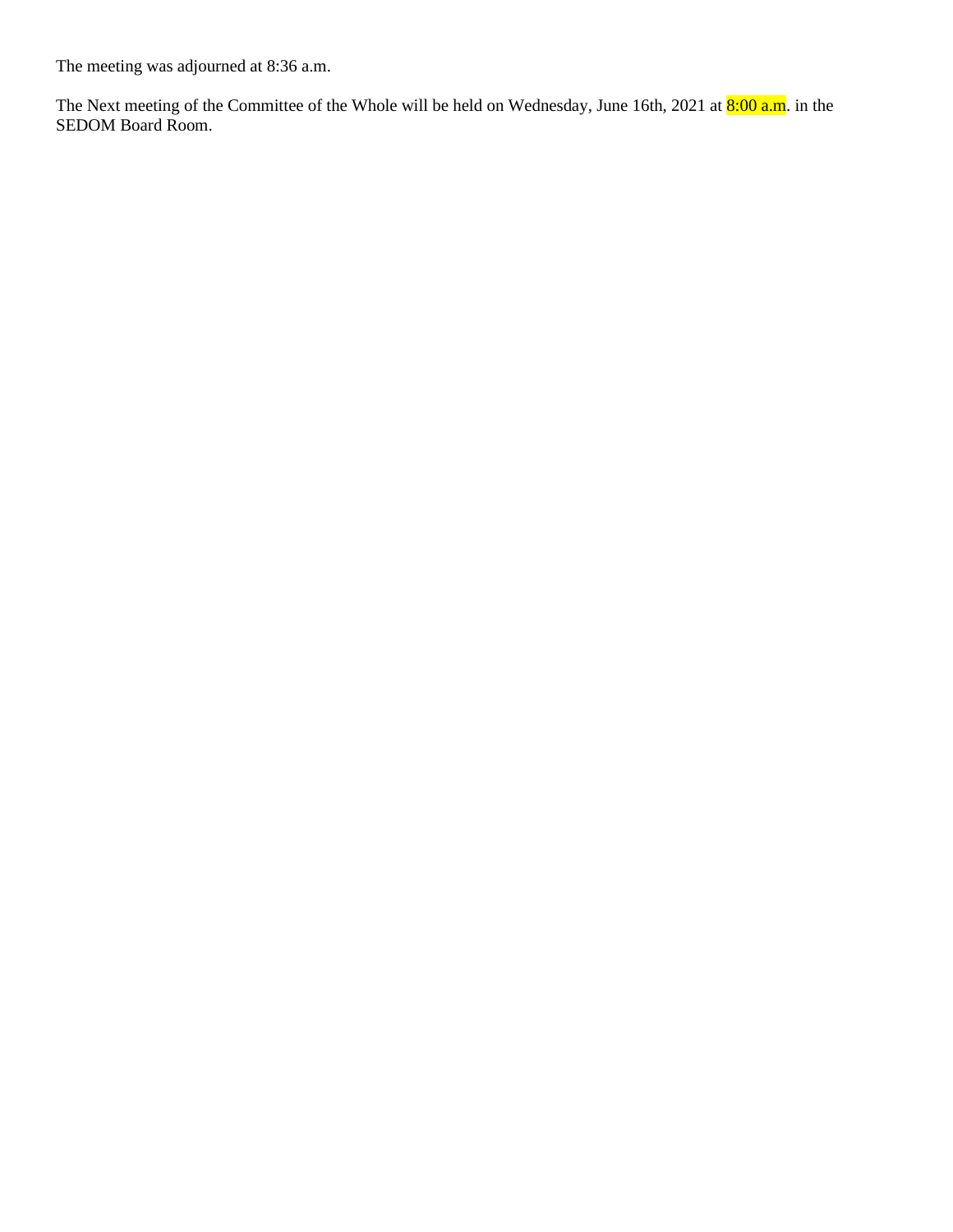The meeting was adjourned at 8:36 a.m.

The Next meeting of the Committee of the Whole will be held on Wednesday, June 16th, 2021 at 8:00 a.m. in the SEDOM Board Room.